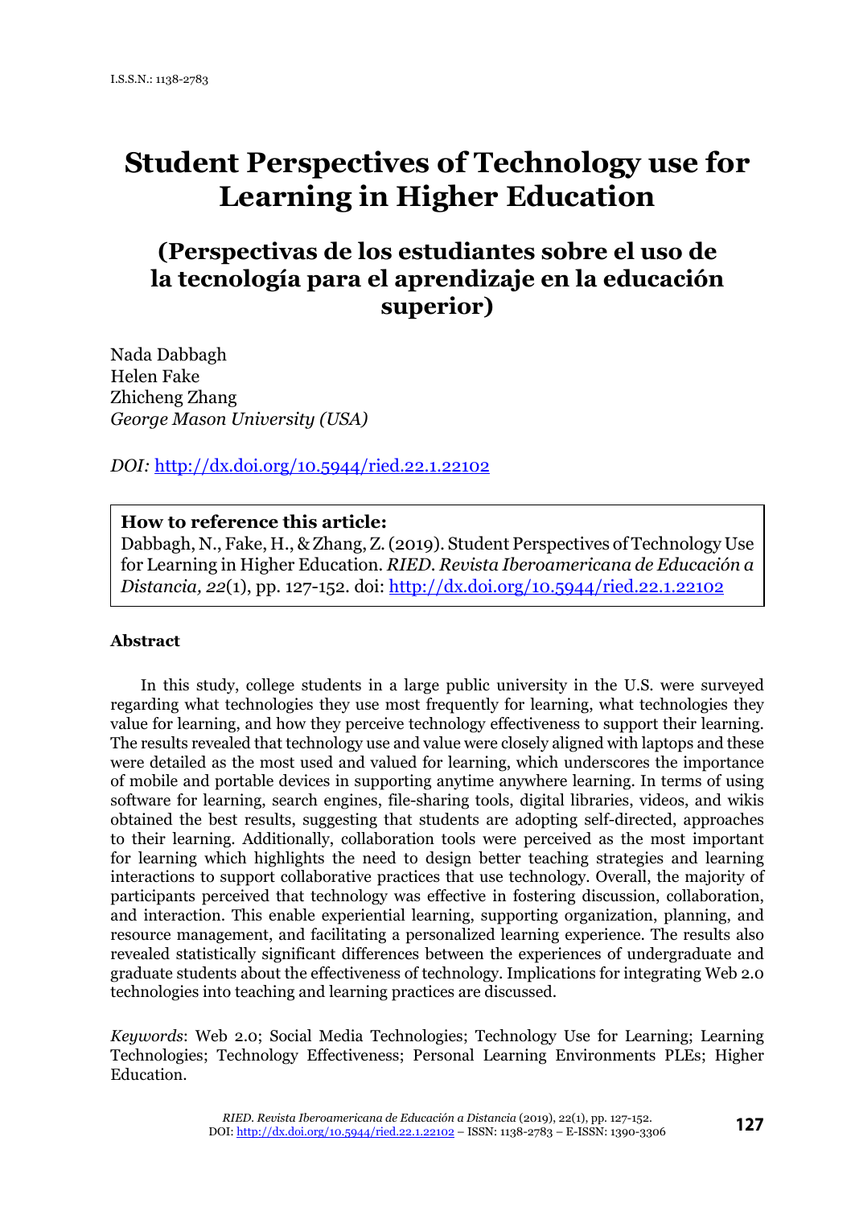I.S.S.N.: 1138-2783

# Student Perspectives of Technology use for Learning in Higher Education

## (Perspectivas de los estudiantes sobre el uso de la tecnología para el aprendizaje en la educación superior)

Nada Dabbagh
Helen Fake
Zhicheng Zhang
*George Mason University (USA)*

*DOI:* http://dx.doi.org/10.5944/ried.22.1.22102

> **How to reference this article:**
> Dabbagh, N., Fake, H., & Zhang, Z. (2019). Student Perspectives of Technology Use for Learning in Higher Education. *RIED. Revista Iberoamericana de Educación a Distancia, 22*(1), pp. 127-152. doi: http://dx.doi.org/10.5944/ried.22.1.22102

**Abstract**

In this study, college students in a large public university in the U.S. were surveyed regarding what technologies they use most frequently for learning, what technologies they value for learning, and how they perceive technology effectiveness to support their learning. The results revealed that technology use and value were closely aligned with laptops and these were detailed as the most used and valued for learning, which underscores the importance of mobile and portable devices in supporting anytime anywhere learning. In terms of using software for learning, search engines, file-sharing tools, digital libraries, videos, and wikis obtained the best results, suggesting that students are adopting self-directed, approaches to their learning. Additionally, collaboration tools were perceived as the most important for learning which highlights the need to design better teaching strategies and learning interactions to support collaborative practices that use technology. Overall, the majority of participants perceived that technology was effective in fostering discussion, collaboration, and interaction. This enable experiential learning, supporting organization, planning, and resource management, and facilitating a personalized learning experience. The results also revealed statistically significant differences between the experiences of undergraduate and graduate students about the effectiveness of technology. Implications for integrating Web 2.0 technologies into teaching and learning practices are discussed.

*Keywords*: Web 2.0; Social Media Technologies; Technology Use for Learning; Learning Technologies; Technology Effectiveness; Personal Learning Environments PLEs; Higher Education.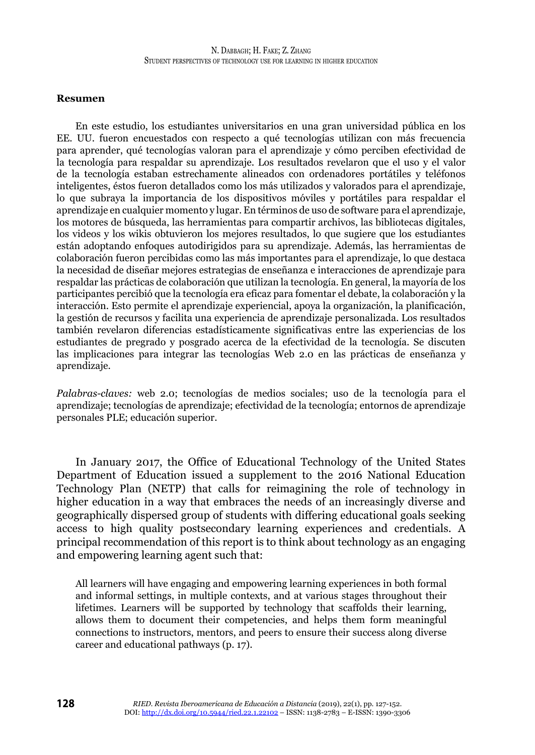**Resumen**

En este estudio, los estudiantes universitarios en una gran universidad pública en los EE. UU. fueron encuestados con respecto a qué tecnologías utilizan con más frecuencia para aprender, qué tecnologías valoran para el aprendizaje y cómo perciben efectividad de la tecnología para respaldar su aprendizaje. Los resultados revelaron que el uso y el valor de la tecnología estaban estrechamente alineados con ordenadores portátiles y teléfonos inteligentes, éstos fueron detallados como los más utilizados y valorados para el aprendizaje, lo que subraya la importancia de los dispositivos móviles y portátiles para respaldar el aprendizaje en cualquier momento y lugar. En términos de uso de software para el aprendizaje, los motores de búsqueda, las herramientas para compartir archivos, las bibliotecas digitales, los videos y los wikis obtuvieron los mejores resultados, lo que sugiere que los estudiantes están adoptando enfoques autodirigidos para su aprendizaje. Además, las herramientas de colaboración fueron percibidas como las más importantes para el aprendizaje, lo que destaca la necesidad de diseñar mejores estrategias de enseñanza e interacciones de aprendizaje para respaldar las prácticas de colaboración que utilizan la tecnología. En general, la mayoría de los participantes percibió que la tecnología era eficaz para fomentar el debate, la colaboración y la interacción. Esto permite el aprendizaje experiencial, apoya la organización, la planificación, la gestión de recursos y facilita una experiencia de aprendizaje personalizada. Los resultados también revelaron diferencias estadísticamente significativas entre las experiencias de los estudiantes de pregrado y posgrado acerca de la efectividad de la tecnología. Se discuten las implicaciones para integrar las tecnologías Web 2.0 en las prácticas de enseñanza y aprendizaje.

*Palabras-claves:* web 2.0; tecnologías de medios sociales; uso de la tecnología para el aprendizaje; tecnologías de aprendizaje; efectividad de la tecnología; entornos de aprendizaje personales PLE; educación superior.

In January 2017, the Office of Educational Technology of the United States Department of Education issued a supplement to the 2016 National Education Technology Plan (NETP) that calls for reimagining the role of technology in higher education in a way that embraces the needs of an increasingly diverse and geographically dispersed group of students with differing educational goals seeking access to high quality postsecondary learning experiences and credentials. A principal recommendation of this report is to think about technology as an engaging and empowering learning agent such that:

> All learners will have engaging and empowering learning experiences in both formal and informal settings, in multiple contexts, and at various stages throughout their lifetimes. Learners will be supported by technology that scaffolds their learning, allows them to document their competencies, and helps them form meaningful connections to instructors, mentors, and peers to ensure their success along diverse career and educational pathways (p. 17).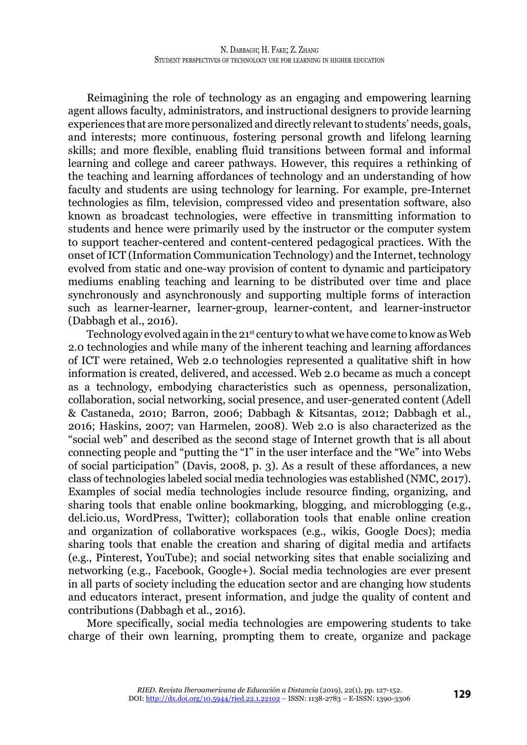Reimagining the role of technology as an engaging and empowering learning agent allows faculty, administrators, and instructional designers to provide learning experiences that are more personalized and directly relevant to students' needs, goals, and interests; more continuous, fostering personal growth and lifelong learning skills; and more flexible, enabling fluid transitions between formal and informal learning and college and career pathways. However, this requires a rethinking of the teaching and learning affordances of technology and an understanding of how faculty and students are using technology for learning. For example, pre-Internet technologies as film, television, compressed video and presentation software, also known as broadcast technologies, were effective in transmitting information to students and hence were primarily used by the instructor or the computer system to support teacher-centered and content-centered pedagogical practices. With the onset of ICT (Information Communication Technology) and the Internet, technology evolved from static and one-way provision of content to dynamic and participatory mediums enabling teaching and learning to be distributed over time and place synchronously and asynchronously and supporting multiple forms of interaction such as learner-learner, learner-group, learner-content, and learner-instructor (Dabbagh et al., 2016).

Technology evolved again in the 21st century to what we have come to know as Web 2.0 technologies and while many of the inherent teaching and learning affordances of ICT were retained, Web 2.0 technologies represented a qualitative shift in how information is created, delivered, and accessed. Web 2.0 became as much a concept as a technology, embodying characteristics such as openness, personalization, collaboration, social networking, social presence, and user-generated content (Adell & Castaneda, 2010; Barron, 2006; Dabbagh & Kitsantas, 2012; Dabbagh et al., 2016; Haskins, 2007; van Harmelen, 2008). Web 2.0 is also characterized as the "social web" and described as the second stage of Internet growth that is all about connecting people and "putting the "I" in the user interface and the "We" into Webs of social participation" (Davis, 2008, p. 3). As a result of these affordances, a new class of technologies labeled social media technologies was established (NMC, 2017). Examples of social media technologies include resource finding, organizing, and sharing tools that enable online bookmarking, blogging, and microblogging (e.g., del.icio.us, WordPress, Twitter); collaboration tools that enable online creation and organization of collaborative workspaces (e.g., wikis, Google Docs); media sharing tools that enable the creation and sharing of digital media and artifacts (e.g., Pinterest, YouTube); and social networking sites that enable socializing and networking (e.g., Facebook, Google+). Social media technologies are ever present in all parts of society including the education sector and are changing how students and educators interact, present information, and judge the quality of content and contributions (Dabbagh et al., 2016).

More specifically, social media technologies are empowering students to take charge of their own learning, prompting them to create, organize and package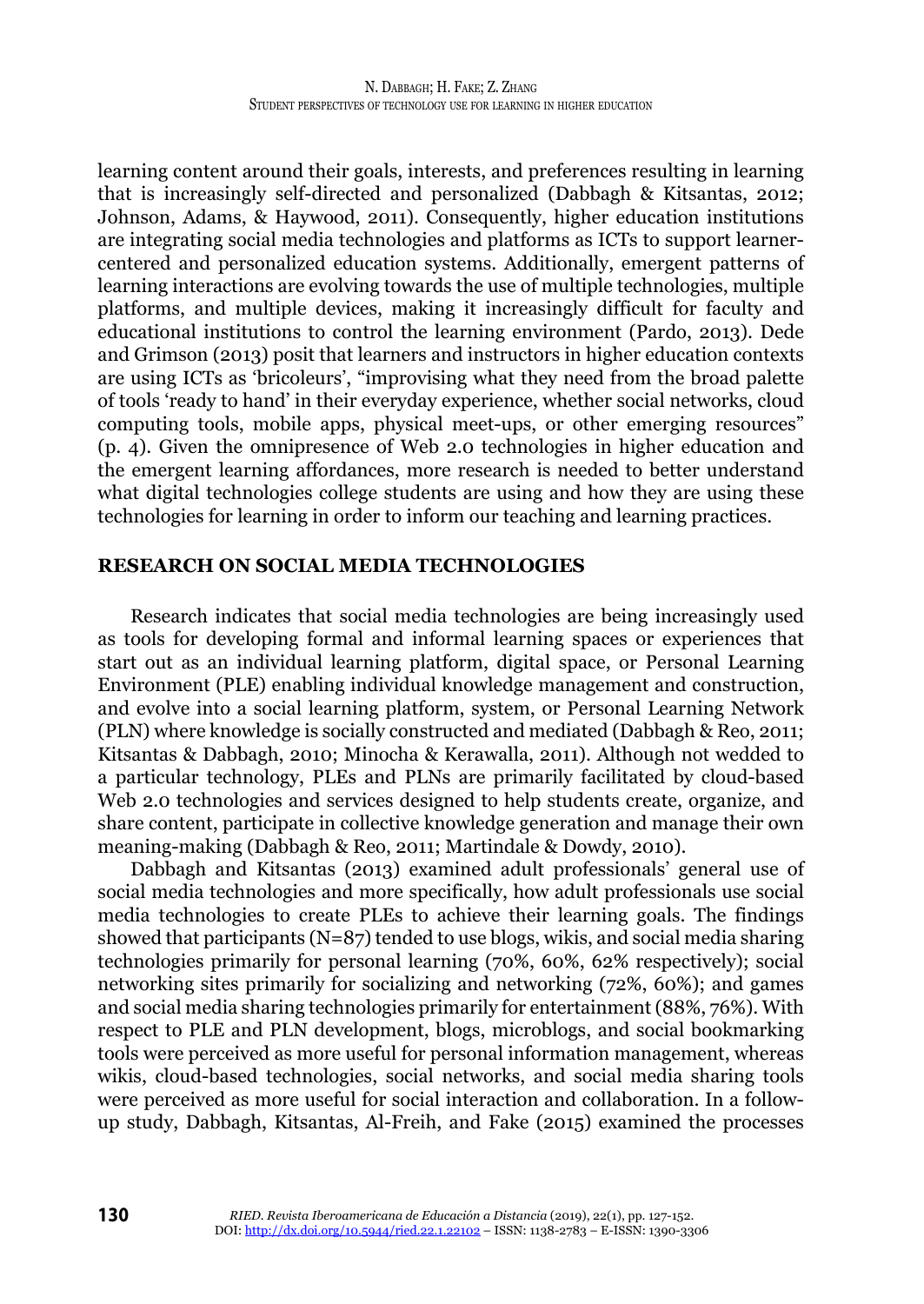learning content around their goals, interests, and preferences resulting in learning that is increasingly self-directed and personalized (Dabbagh & Kitsantas, 2012; Johnson, Adams, & Haywood, 2011). Consequently, higher education institutions are integrating social media technologies and platforms as ICTs to support learner-centered and personalized education systems. Additionally, emergent patterns of learning interactions are evolving towards the use of multiple technologies, multiple platforms, and multiple devices, making it increasingly difficult for faculty and educational institutions to control the learning environment (Pardo, 2013). Dede and Grimson (2013) posit that learners and instructors in higher education contexts are using ICTs as 'bricoleurs', "improvising what they need from the broad palette of tools 'ready to hand' in their everyday experience, whether social networks, cloud computing tools, mobile apps, physical meet-ups, or other emerging resources" (p. 4). Given the omnipresence of Web 2.0 technologies in higher education and the emergent learning affordances, more research is needed to better understand what digital technologies college students are using and how they are using these technologies for learning in order to inform our teaching and learning practices.

## RESEARCH ON SOCIAL MEDIA TECHNOLOGIES

Research indicates that social media technologies are being increasingly used as tools for developing formal and informal learning spaces or experiences that start out as an individual learning platform, digital space, or Personal Learning Environment (PLE) enabling individual knowledge management and construction, and evolve into a social learning platform, system, or Personal Learning Network (PLN) where knowledge is socially constructed and mediated (Dabbagh & Reo, 2011; Kitsantas & Dabbagh, 2010; Minocha & Kerawalla, 2011). Although not wedded to a particular technology, PLEs and PLNs are primarily facilitated by cloud-based Web 2.0 technologies and services designed to help students create, organize, and share content, participate in collective knowledge generation and manage their own meaning-making (Dabbagh & Reo, 2011; Martindale & Dowdy, 2010).

Dabbagh and Kitsantas (2013) examined adult professionals' general use of social media technologies and more specifically, how adult professionals use social media technologies to create PLEs to achieve their learning goals. The findings showed that participants (N=87) tended to use blogs, wikis, and social media sharing technologies primarily for personal learning (70%, 60%, 62% respectively); social networking sites primarily for socializing and networking (72%, 60%); and games and social media sharing technologies primarily for entertainment (88%, 76%). With respect to PLE and PLN development, blogs, microblogs, and social bookmarking tools were perceived as more useful for personal information management, whereas wikis, cloud-based technologies, social networks, and social media sharing tools were perceived as more useful for social interaction and collaboration. In a follow-up study, Dabbagh, Kitsantas, Al-Freih, and Fake (2015) examined the processes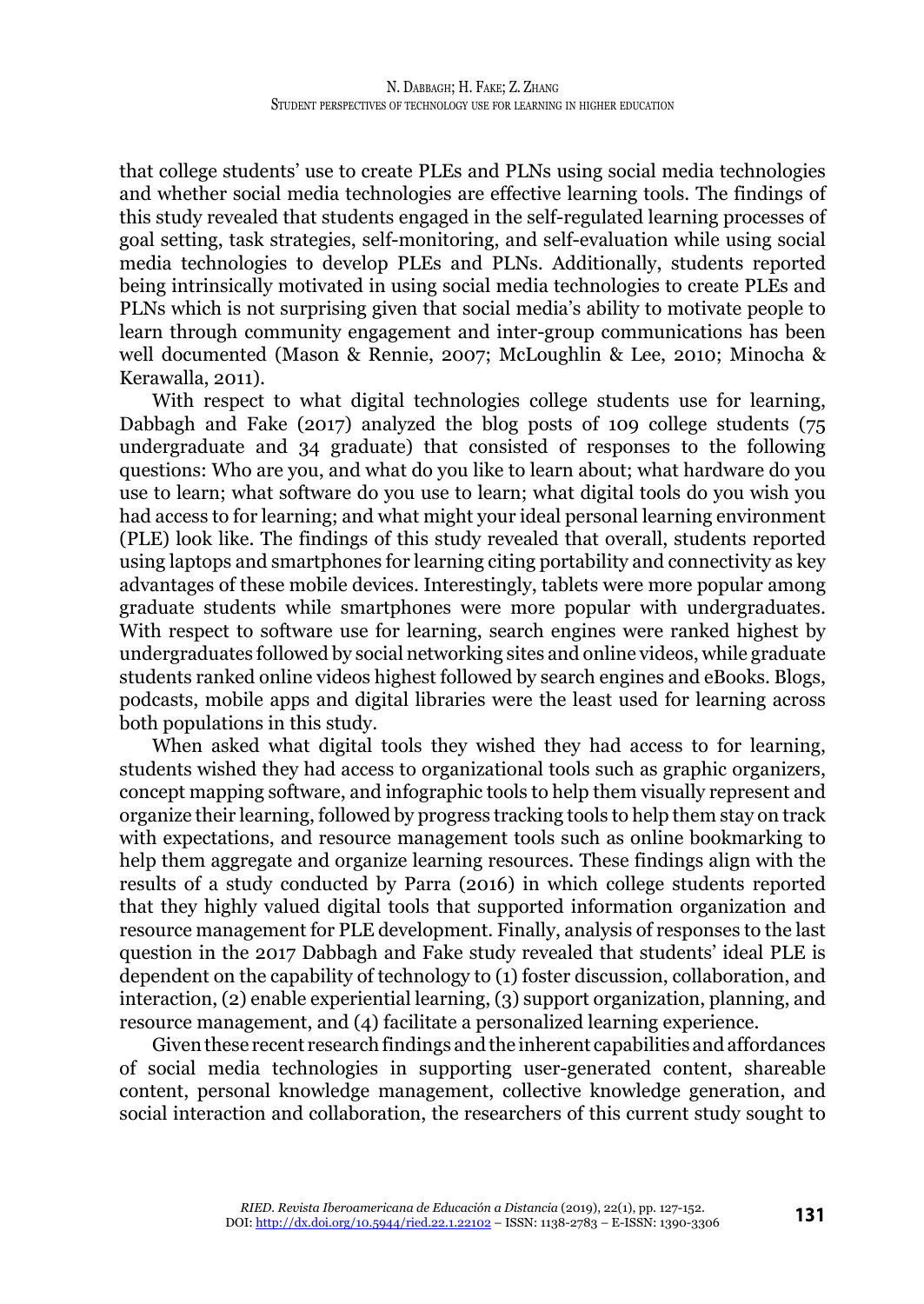that college students' use to create PLEs and PLNs using social media technologies and whether social media technologies are effective learning tools. The findings of this study revealed that students engaged in the self-regulated learning processes of goal setting, task strategies, self-monitoring, and self-evaluation while using social media technologies to develop PLEs and PLNs. Additionally, students reported being intrinsically motivated in using social media technologies to create PLEs and PLNs which is not surprising given that social media's ability to motivate people to learn through community engagement and inter-group communications has been well documented (Mason & Rennie, 2007; McLoughlin & Lee, 2010; Minocha & Kerawalla, 2011).

With respect to what digital technologies college students use for learning, Dabbagh and Fake (2017) analyzed the blog posts of 109 college students (75 undergraduate and 34 graduate) that consisted of responses to the following questions: Who are you, and what do you like to learn about; what hardware do you use to learn; what software do you use to learn; what digital tools do you wish you had access to for learning; and what might your ideal personal learning environment (PLE) look like. The findings of this study revealed that overall, students reported using laptops and smartphones for learning citing portability and connectivity as key advantages of these mobile devices. Interestingly, tablets were more popular among graduate students while smartphones were more popular with undergraduates. With respect to software use for learning, search engines were ranked highest by undergraduates followed by social networking sites and online videos, while graduate students ranked online videos highest followed by search engines and eBooks. Blogs, podcasts, mobile apps and digital libraries were the least used for learning across both populations in this study.

When asked what digital tools they wished they had access to for learning, students wished they had access to organizational tools such as graphic organizers, concept mapping software, and infographic tools to help them visually represent and organize their learning, followed by progress tracking tools to help them stay on track with expectations, and resource management tools such as online bookmarking to help them aggregate and organize learning resources. These findings align with the results of a study conducted by Parra (2016) in which college students reported that they highly valued digital tools that supported information organization and resource management for PLE development. Finally, analysis of responses to the last question in the 2017 Dabbagh and Fake study revealed that students' ideal PLE is dependent on the capability of technology to (1) foster discussion, collaboration, and interaction, (2) enable experiential learning, (3) support organization, planning, and resource management, and (4) facilitate a personalized learning experience.

Given these recent research findings and the inherent capabilities and affordances of social media technologies in supporting user-generated content, shareable content, personal knowledge management, collective knowledge generation, and social interaction and collaboration, the researchers of this current study sought to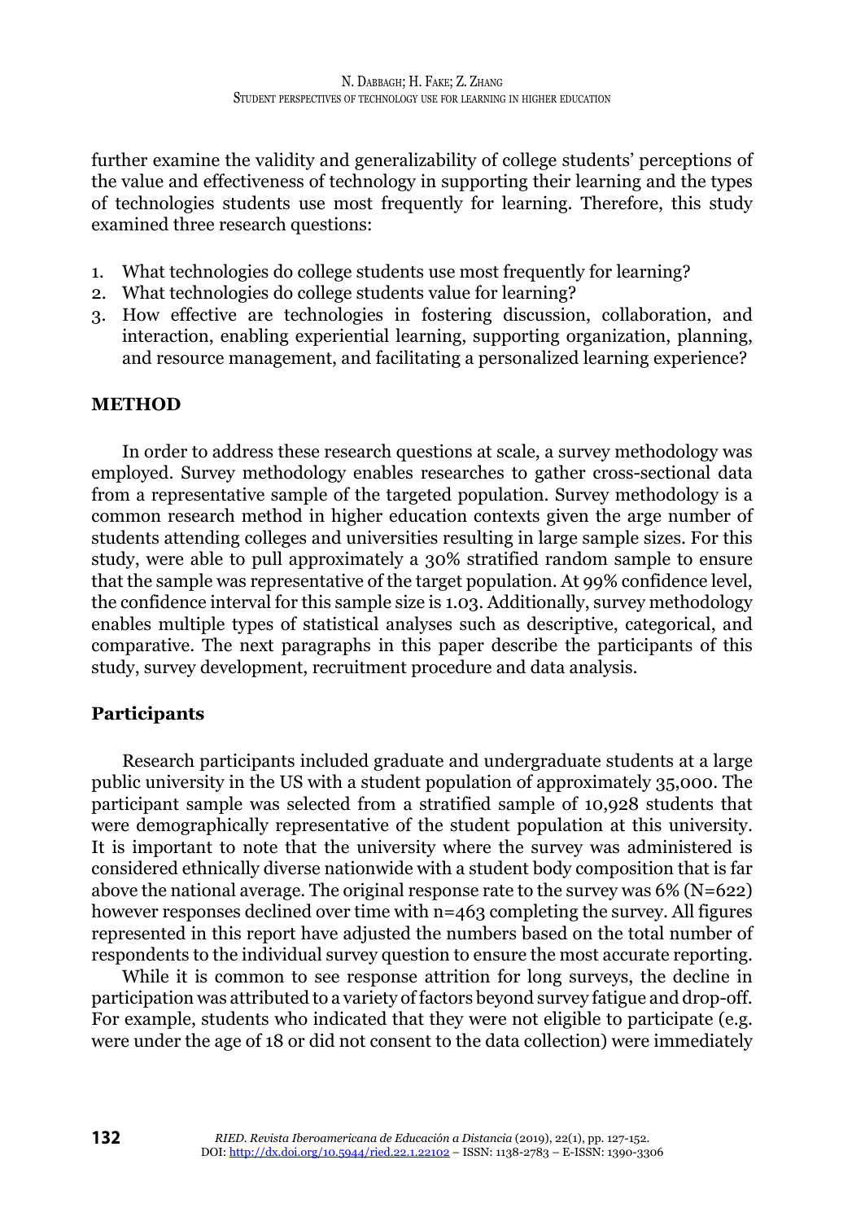further examine the validity and generalizability of college students' perceptions of the value and effectiveness of technology in supporting their learning and the types of technologies students use most frequently for learning. Therefore, this study examined three research questions:

1. What technologies do college students use most frequently for learning?
2. What technologies do college students value for learning?
3. How effective are technologies in fostering discussion, collaboration, and interaction, enabling experiential learning, supporting organization, planning, and resource management, and facilitating a personalized learning experience?

## METHOD

In order to address these research questions at scale, a survey methodology was employed. Survey methodology enables researches to gather cross-sectional data from a representative sample of the targeted population. Survey methodology is a common research method in higher education contexts given the arge number of students attending colleges and universities resulting in large sample sizes. For this study, were able to pull approximately a 30% stratified random sample to ensure that the sample was representative of the target population. At 99% confidence level, the confidence interval for this sample size is 1.03. Additionally, survey methodology enables multiple types of statistical analyses such as descriptive, categorical, and comparative. The next paragraphs in this paper describe the participants of this study, survey development, recruitment procedure and data analysis.

### Participants

Research participants included graduate and undergraduate students at a large public university in the US with a student population of approximately 35,000. The participant sample was selected from a stratified sample of 10,928 students that were demographically representative of the student population at this university. It is important to note that the university where the survey was administered is considered ethnically diverse nationwide with a student body composition that is far above the national average. The original response rate to the survey was 6% (N=622) however responses declined over time with n=463 completing the survey. All figures represented in this report have adjusted the numbers based on the total number of respondents to the individual survey question to ensure the most accurate reporting.

While it is common to see response attrition for long surveys, the decline in participation was attributed to a variety of factors beyond survey fatigue and drop-off. For example, students who indicated that they were not eligible to participate (e.g. were under the age of 18 or did not consent to the data collection) were immediately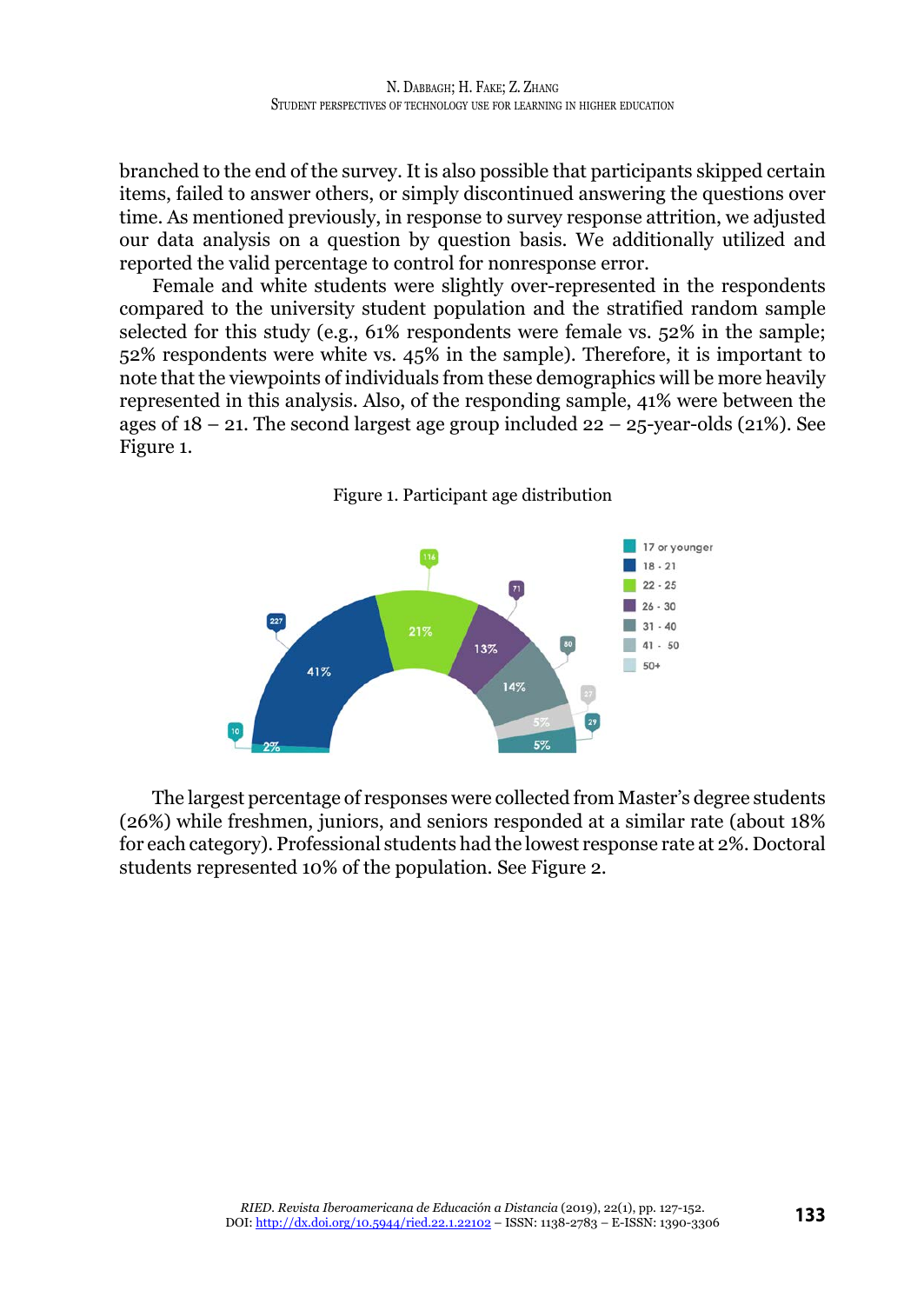branched to the end of the survey. It is also possible that participants skipped certain items, failed to answer others, or simply discontinued answering the questions over time. As mentioned previously, in response to survey response attrition, we adjusted our data analysis on a question by question basis. We additionally utilized and reported the valid percentage to control for nonresponse error.

Female and white students were slightly over-represented in the respondents compared to the university student population and the stratified random sample selected for this study (e.g., 61% respondents were female vs. 52% in the sample; 52% respondents were white vs. 45% in the sample). Therefore, it is important to note that the viewpoints of individuals from these demographics will be more heavily represented in this analysis. Also, of the responding sample, 41% were between the ages of 18 – 21. The second largest age group included 22 – 25-year-olds (21%). See Figure 1.

Figure 1. Participant age distribution

The largest percentage of responses were collected from Master's degree students (26%) while freshmen, juniors, and seniors responded at a similar rate (about 18% for each category). Professional students had the lowest response rate at 2%. Doctoral students represented 10% of the population. See Figure 2.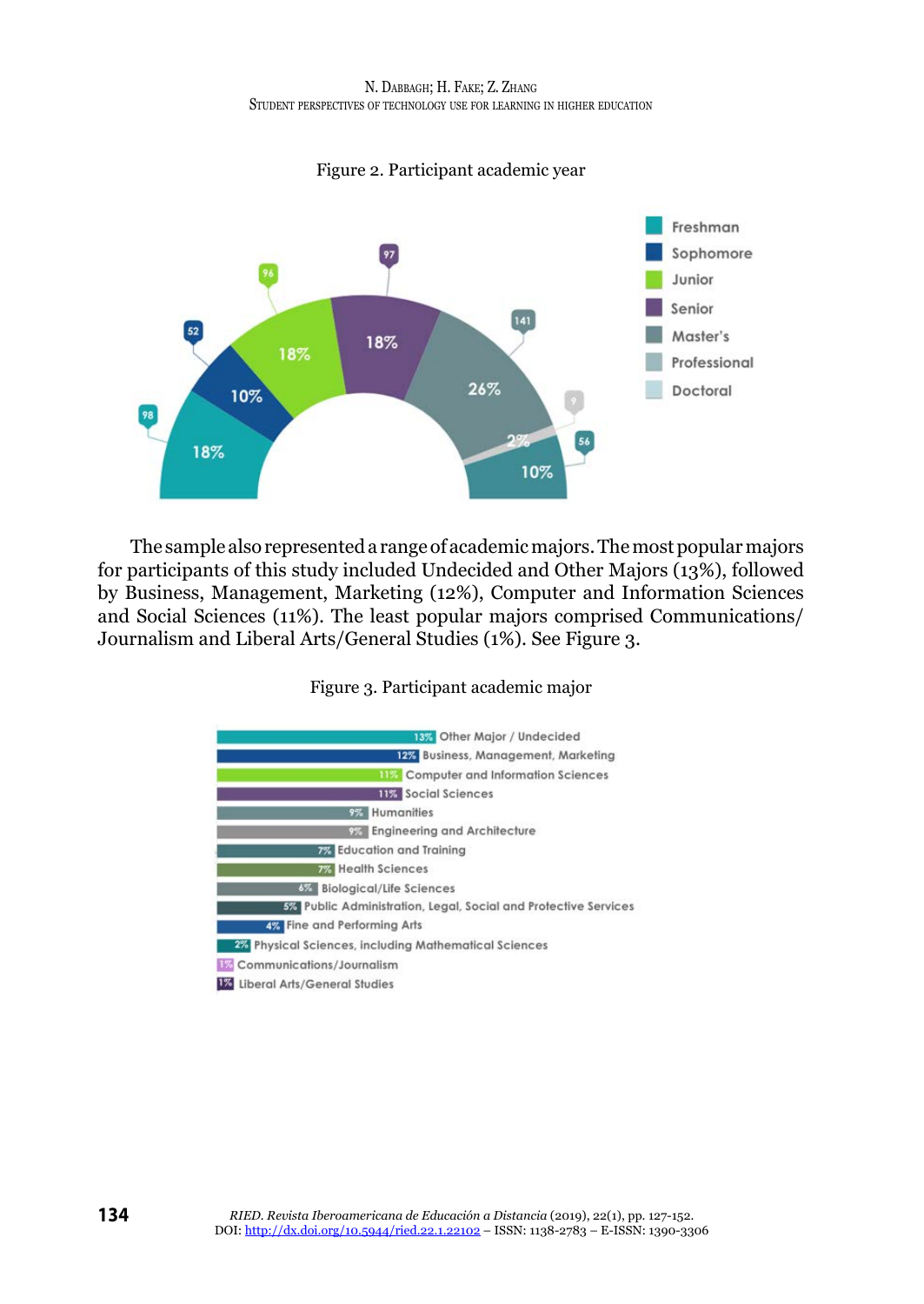Figure 2. Participant academic year

The sample also represented a range of academic majors. The most popular majors for participants of this study included Undecided and Other Majors (13%), followed by Business, Management, Marketing (12%), Computer and Information Sciences and Social Sciences (11%). The least popular majors comprised Communications/Journalism and Liberal Arts/General Studies (1%). See Figure 3.

Figure 3. Participant academic major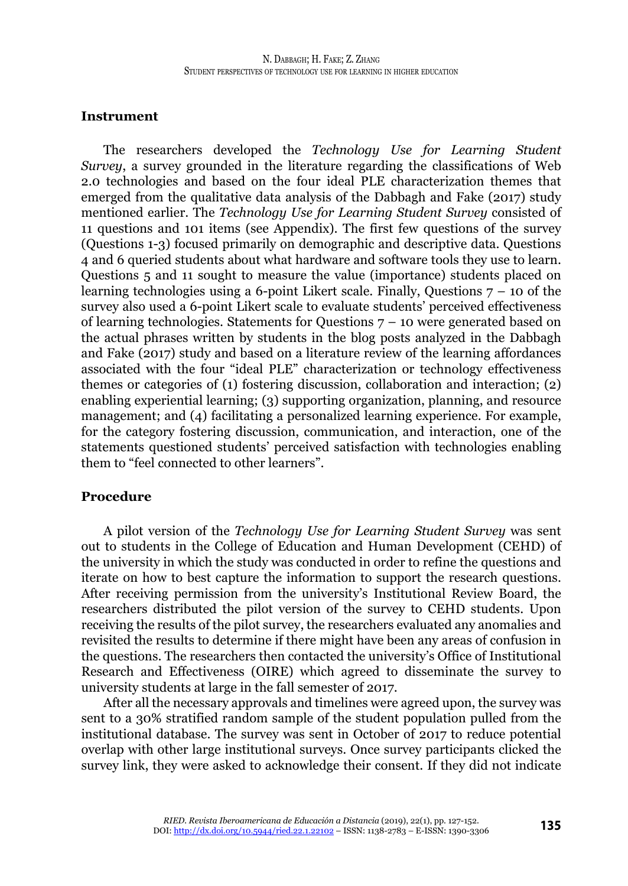## Instrument

The researchers developed the *Technology Use for Learning Student Survey*, a survey grounded in the literature regarding the classifications of Web 2.0 technologies and based on the four ideal PLE characterization themes that emerged from the qualitative data analysis of the Dabbagh and Fake (2017) study mentioned earlier. The *Technology Use for Learning Student Survey* consisted of 11 questions and 101 items (see Appendix). The first few questions of the survey (Questions 1-3) focused primarily on demographic and descriptive data. Questions 4 and 6 queried students about what hardware and software tools they use to learn. Questions 5 and 11 sought to measure the value (importance) students placed on learning technologies using a 6-point Likert scale. Finally, Questions 7 – 10 of the survey also used a 6-point Likert scale to evaluate students' perceived effectiveness of learning technologies. Statements for Questions 7 – 10 were generated based on the actual phrases written by students in the blog posts analyzed in the Dabbagh and Fake (2017) study and based on a literature review of the learning affordances associated with the four "ideal PLE" characterization or technology effectiveness themes or categories of (1) fostering discussion, collaboration and interaction; (2) enabling experiential learning; (3) supporting organization, planning, and resource management; and (4) facilitating a personalized learning experience. For example, for the category fostering discussion, communication, and interaction, one of the statements questioned students' perceived satisfaction with technologies enabling them to "feel connected to other learners".

## Procedure

A pilot version of the *Technology Use for Learning Student Survey* was sent out to students in the College of Education and Human Development (CEHD) of the university in which the study was conducted in order to refine the questions and iterate on how to best capture the information to support the research questions. After receiving permission from the university's Institutional Review Board, the researchers distributed the pilot version of the survey to CEHD students. Upon receiving the results of the pilot survey, the researchers evaluated any anomalies and revisited the results to determine if there might have been any areas of confusion in the questions. The researchers then contacted the university's Office of Institutional Research and Effectiveness (OIRE) which agreed to disseminate the survey to university students at large in the fall semester of 2017.

After all the necessary approvals and timelines were agreed upon, the survey was sent to a 30% stratified random sample of the student population pulled from the institutional database. The survey was sent in October of 2017 to reduce potential overlap with other large institutional surveys. Once survey participants clicked the survey link, they were asked to acknowledge their consent. If they did not indicate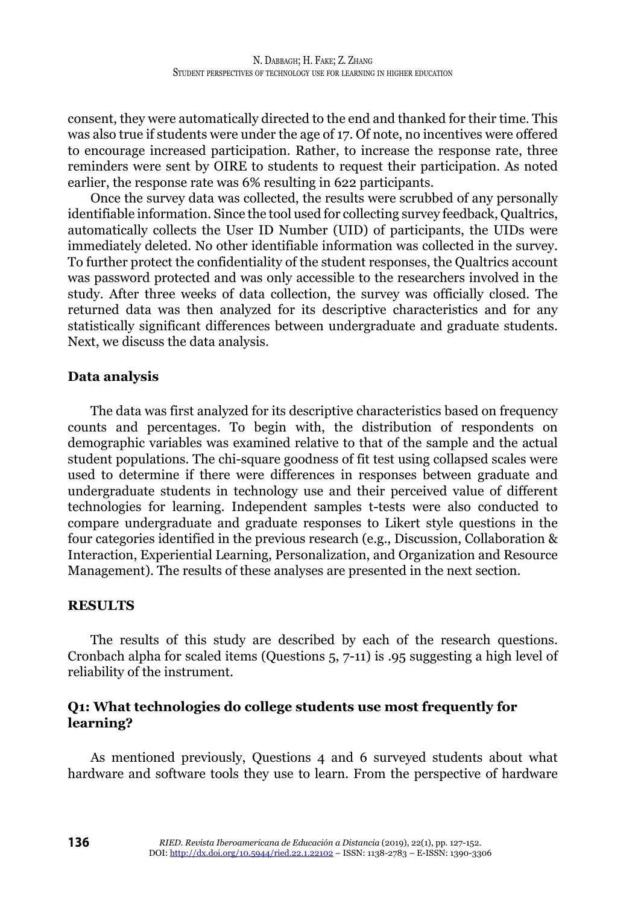consent, they were automatically directed to the end and thanked for their time. This was also true if students were under the age of 17. Of note, no incentives were offered to encourage increased participation. Rather, to increase the response rate, three reminders were sent by OIRE to students to request their participation. As noted earlier, the response rate was 6% resulting in 622 participants.

Once the survey data was collected, the results were scrubbed of any personally identifiable information. Since the tool used for collecting survey feedback, Qualtrics, automatically collects the User ID Number (UID) of participants, the UIDs were immediately deleted. No other identifiable information was collected in the survey. To further protect the confidentiality of the student responses, the Qualtrics account was password protected and was only accessible to the researchers involved in the study. After three weeks of data collection, the survey was officially closed. The returned data was then analyzed for its descriptive characteristics and for any statistically significant differences between undergraduate and graduate students. Next, we discuss the data analysis.

### Data analysis

The data was first analyzed for its descriptive characteristics based on frequency counts and percentages. To begin with, the distribution of respondents on demographic variables was examined relative to that of the sample and the actual student populations. The chi-square goodness of fit test using collapsed scales were used to determine if there were differences in responses between graduate and undergraduate students in technology use and their perceived value of different technologies for learning. Independent samples t-tests were also conducted to compare undergraduate and graduate responses to Likert style questions in the four categories identified in the previous research (e.g., Discussion, Collaboration & Interaction, Experiential Learning, Personalization, and Organization and Resource Management). The results of these analyses are presented in the next section.

## RESULTS

The results of this study are described by each of the research questions. Cronbach alpha for scaled items (Questions 5, 7-11) is .95 suggesting a high level of reliability of the instrument.

### Q1: What technologies do college students use most frequently for learning?

As mentioned previously, Questions 4 and 6 surveyed students about what hardware and software tools they use to learn. From the perspective of hardware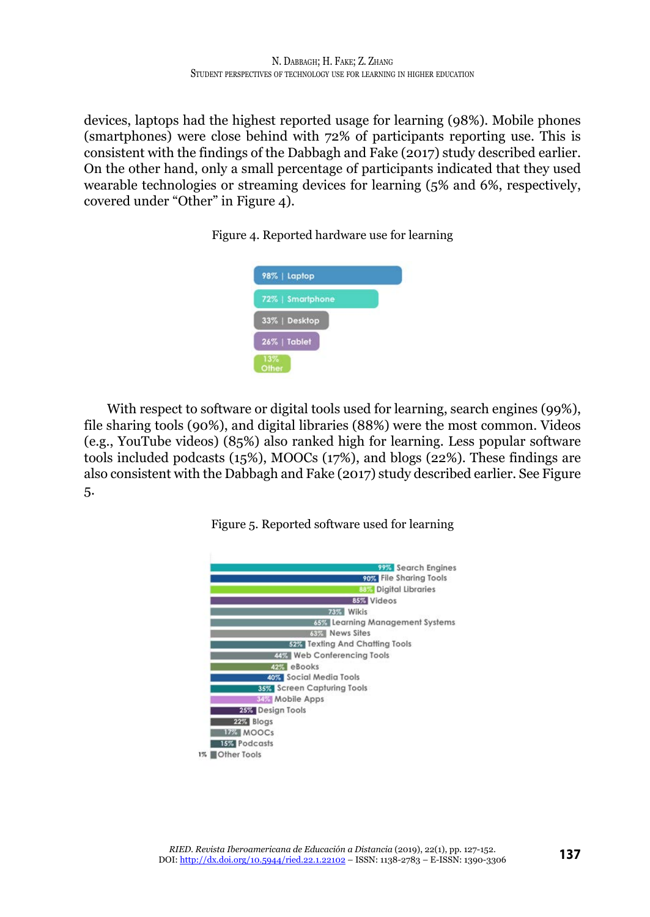devices, laptops had the highest reported usage for learning (98%). Mobile phones (smartphones) were close behind with 72% of participants reporting use. This is consistent with the findings of the Dabbagh and Fake (2017) study described earlier. On the other hand, only a small percentage of participants indicated that they used wearable technologies or streaming devices for learning (5% and 6%, respectively, covered under "Other" in Figure 4).

Figure 4. Reported hardware use for learning

| Hardware | % |
| --- | --- |
| Laptop | 98% |
| Smartphone | 72% |
| Desktop | 33% |
| Tablet | 26% |
| Other | 13% |

With respect to software or digital tools used for learning, search engines (99%), file sharing tools (90%), and digital libraries (88%) were the most common. Videos (e.g., YouTube videos) (85%) also ranked high for learning. Less popular software tools included podcasts (15%), MOOCs (17%), and blogs (22%). These findings are also consistent with the Dabbagh and Fake (2017) study described earlier. See Figure 5.

Figure 5. Reported software used for learning

| Software | % |
| --- | --- |
| Search Engines | 99% |
| File Sharing Tools | 90% |
| Digital Libraries | 88% |
| Videos | 85% |
| Wikis | 73% |
| Learning Management Systems | 65% |
| News Sites | 63% |
| Texting And Chatting Tools | 52% |
| Web Conferencing Tools | 44% |
| eBooks | 42% |
| Social Media Tools | 40% |
| Screen Capturing Tools | 35% |
| Mobile Apps | 34% |
| Design Tools | 25% |
| Blogs | 22% |
| MOOCs | 17% |
| Podcasts | 15% |
| Other Tools | 1% |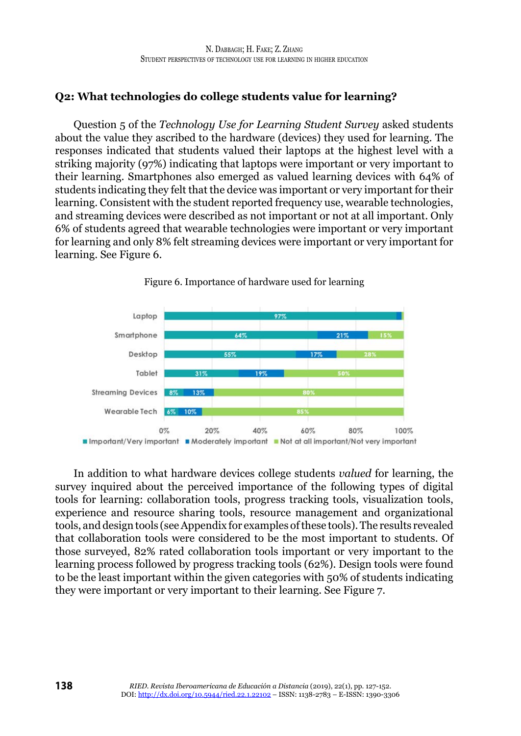## Q2: What technologies do college students value for learning?

Question 5 of the *Technology Use for Learning Student Survey* asked students about the value they ascribed to the hardware (devices) they used for learning. The responses indicated that students valued their laptops at the highest level with a striking majority (97%) indicating that laptops were important or very important to their learning. Smartphones also emerged as valued learning devices with 64% of students indicating they felt that the device was important or very important for their learning. Consistent with the student reported frequency use, wearable technologies, and streaming devices were described as not important or not at all important. Only 6% of students agreed that wearable technologies were important or very important for learning and only 8% felt streaming devices were important or very important for learning. See Figure 6.

Figure 6. Importance of hardware used for learning

| | Important/Very important | Moderately important | Not at all important/Not very important |
|---|---|---|---|
| Laptop | 97% | | |
| Smartphone | 64% | 21% | 15% |
| Desktop | 55% | 17% | 28% |
| Tablet | 31% | 19% | 50% |
| Streaming Devices | 8% | 13% | 80% |
| Wearable Tech | 6% | 10% | 85% |

In addition to what hardware devices college students *valued* for learning, the survey inquired about the perceived importance of the following types of digital tools for learning: collaboration tools, progress tracking tools, visualization tools, experience and resource sharing tools, resource management and organizational tools, and design tools (see Appendix for examples of these tools). The results revealed that collaboration tools were considered to be the most important to students. Of those surveyed, 82% rated collaboration tools important or very important to the learning process followed by progress tracking tools (62%). Design tools were found to be the least important within the given categories with 50% of students indicating they were important or very important to their learning. See Figure 7.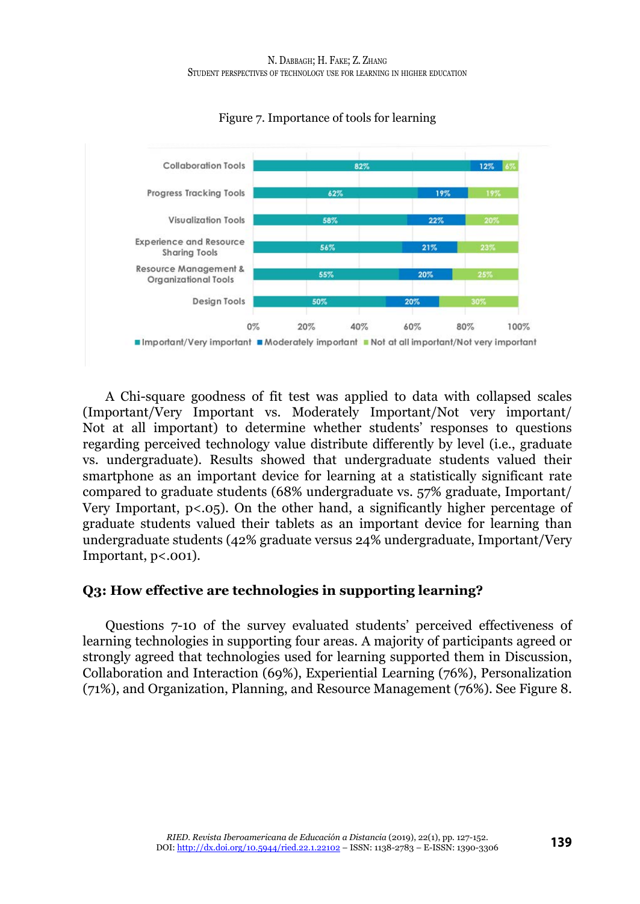Figure 7. Importance of tools for learning

| Tool | Important/Very important | Moderately important | Not at all important/Not very important |
| --- | --- | --- | --- |
| Collaboration Tools | 82% | 12% | 6% |
| Progress Tracking Tools | 62% | 19% | 19% |
| Visualization Tools | 58% | 22% | 20% |
| Experience and Resource Sharing Tools | 56% | 21% | 23% |
| Resource Management & Organizational Tools | 55% | 20% | 25% |
| Design Tools | 50% | 20% | 30% |

A Chi-square goodness of fit test was applied to data with collapsed scales (Important/Very Important vs. Moderately Important/Not very important/ Not at all important) to determine whether students' responses to questions regarding perceived technology value distribute differently by level (i.e., graduate vs. undergraduate). Results showed that undergraduate students valued their smartphone as an important device for learning at a statistically significant rate compared to graduate students (68% undergraduate vs. 57% graduate, Important/ Very Important, $p<.05$). On the other hand, a significantly higher percentage of graduate students valued their tablets as an important device for learning than undergraduate students (42% graduate versus 24% undergraduate, Important/Very Important, $p<.001$).

### Q3: How effective are technologies in supporting learning?

Questions 7-10 of the survey evaluated students' perceived effectiveness of learning technologies in supporting four areas. A majority of participants agreed or strongly agreed that technologies used for learning supported them in Discussion, Collaboration and Interaction (69%), Experiential Learning (76%), Personalization (71%), and Organization, Planning, and Resource Management (76%). See Figure 8.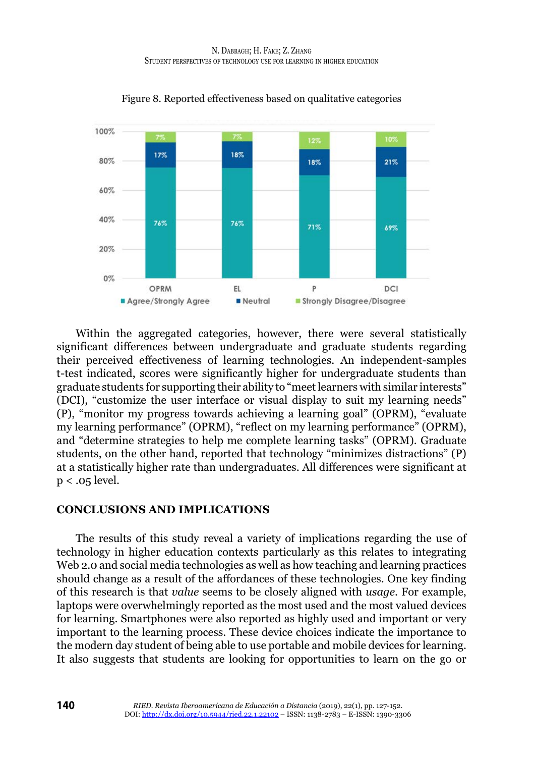Figure 8. Reported effectiveness based on qualitative categories

| | OPRM | EL | P | DCI |
|---|---|---|---|---|
| Agree/Strongly Agree | 76% | 76% | 71% | 69% |
| Neutral | 17% | 18% | 18% | 21% |
| Strongly Disagree/Disagree | 7% | 7% | 12% | 10% |

Within the aggregated categories, however, there were several statistically significant differences between undergraduate and graduate students regarding their perceived effectiveness of learning technologies. An independent-samples t-test indicated, scores were significantly higher for undergraduate students than graduate students for supporting their ability to "meet learners with similar interests" (DCI), "customize the user interface or visual display to suit my learning needs" (P), "monitor my progress towards achieving a learning goal" (OPRM), "evaluate my learning performance" (OPRM), "reflect on my learning performance" (OPRM), and "determine strategies to help me complete learning tasks" (OPRM). Graduate students, on the other hand, reported that technology "minimizes distractions" (P) at a statistically higher rate than undergraduates. All differences were significant at $p < .05$ level.

## CONCLUSIONS AND IMPLICATIONS

The results of this study reveal a variety of implications regarding the use of technology in higher education contexts particularly as this relates to integrating Web 2.0 and social media technologies as well as how teaching and learning practices should change as a result of the affordances of these technologies. One key finding of this research is that *value* seems to be closely aligned with *usage*. For example, laptops were overwhelmingly reported as the most used and the most valued devices for learning. Smartphones were also reported as highly used and important or very important to the learning process. These device choices indicate the importance to the modern day student of being able to use portable and mobile devices for learning. It also suggests that students are looking for opportunities to learn on the go or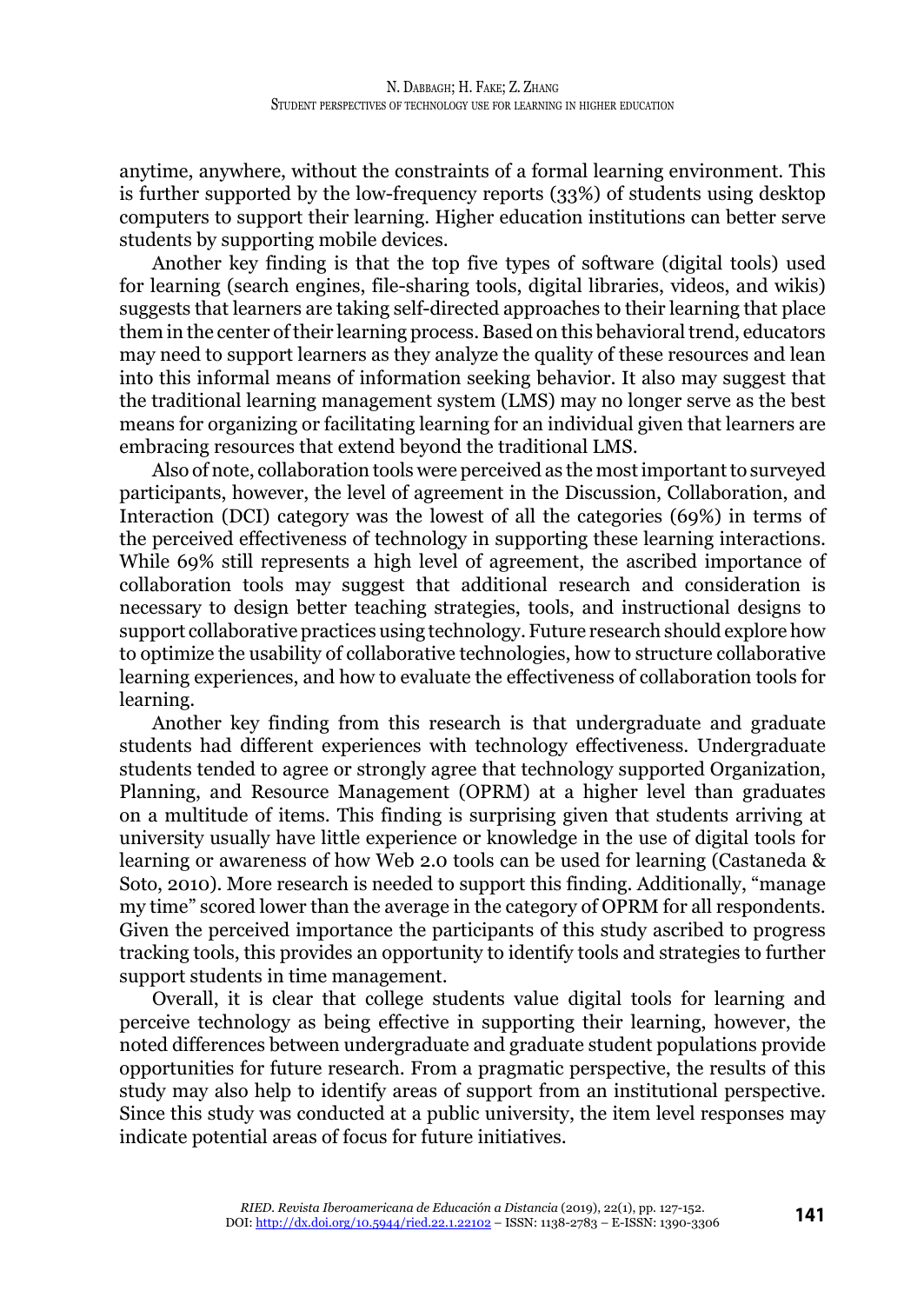anytime, anywhere, without the constraints of a formal learning environment. This is further supported by the low-frequency reports (33%) of students using desktop computers to support their learning. Higher education institutions can better serve students by supporting mobile devices.

Another key finding is that the top five types of software (digital tools) used for learning (search engines, file-sharing tools, digital libraries, videos, and wikis) suggests that learners are taking self-directed approaches to their learning that place them in the center of their learning process. Based on this behavioral trend, educators may need to support learners as they analyze the quality of these resources and lean into this informal means of information seeking behavior. It also may suggest that the traditional learning management system (LMS) may no longer serve as the best means for organizing or facilitating learning for an individual given that learners are embracing resources that extend beyond the traditional LMS.

Also of note, collaboration tools were perceived as the most important to surveyed participants, however, the level of agreement in the Discussion, Collaboration, and Interaction (DCI) category was the lowest of all the categories (69%) in terms of the perceived effectiveness of technology in supporting these learning interactions. While 69% still represents a high level of agreement, the ascribed importance of collaboration tools may suggest that additional research and consideration is necessary to design better teaching strategies, tools, and instructional designs to support collaborative practices using technology. Future research should explore how to optimize the usability of collaborative technologies, how to structure collaborative learning experiences, and how to evaluate the effectiveness of collaboration tools for learning.

Another key finding from this research is that undergraduate and graduate students had different experiences with technology effectiveness. Undergraduate students tended to agree or strongly agree that technology supported Organization, Planning, and Resource Management (OPRM) at a higher level than graduates on a multitude of items. This finding is surprising given that students arriving at university usually have little experience or knowledge in the use of digital tools for learning or awareness of how Web 2.0 tools can be used for learning (Castaneda & Soto, 2010). More research is needed to support this finding. Additionally, "manage my time" scored lower than the average in the category of OPRM for all respondents. Given the perceived importance the participants of this study ascribed to progress tracking tools, this provides an opportunity to identify tools and strategies to further support students in time management.

Overall, it is clear that college students value digital tools for learning and perceive technology as being effective in supporting their learning, however, the noted differences between undergraduate and graduate student populations provide opportunities for future research. From a pragmatic perspective, the results of this study may also help to identify areas of support from an institutional perspective. Since this study was conducted at a public university, the item level responses may indicate potential areas of focus for future initiatives.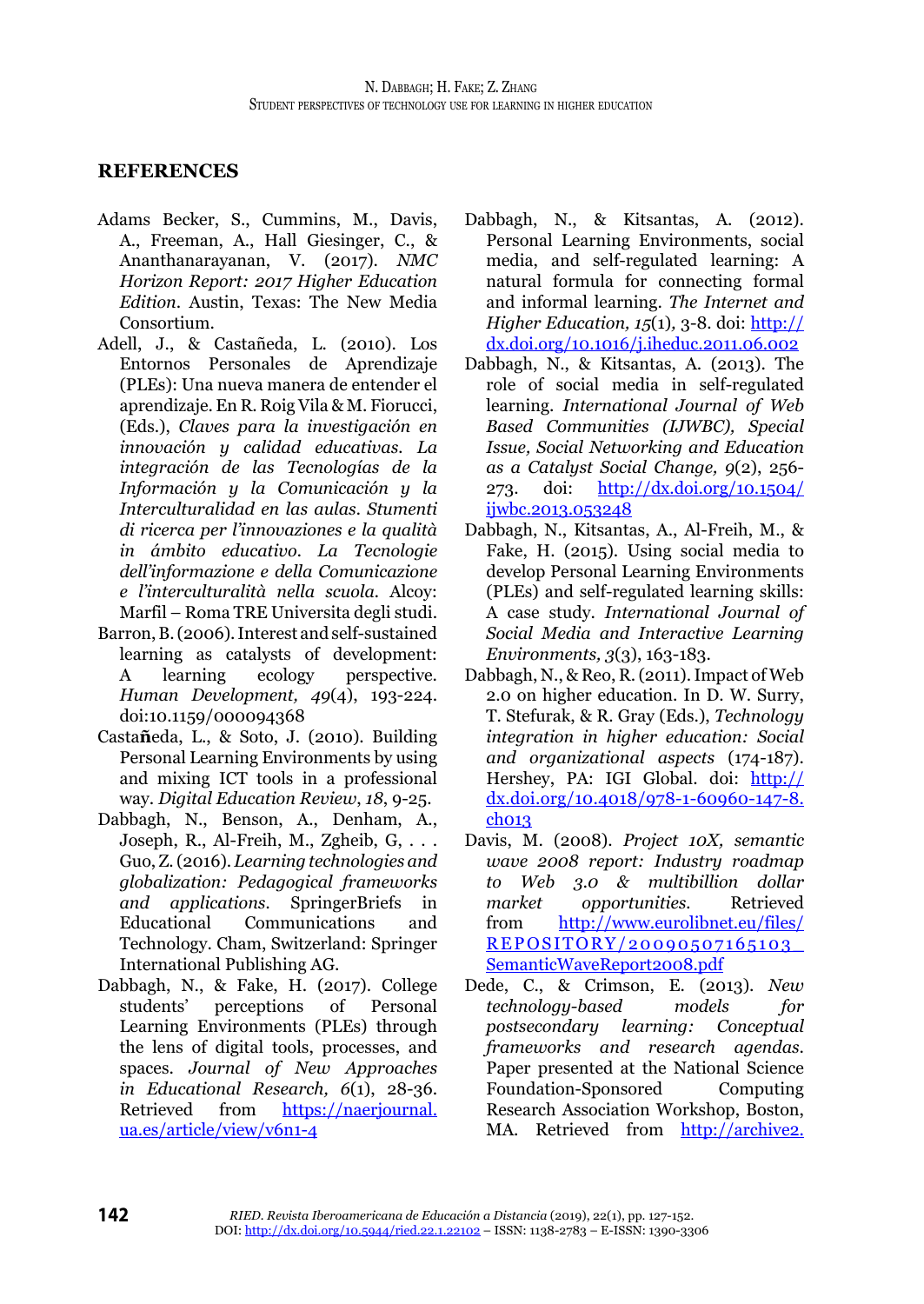## REFERENCES

Adams Becker, S., Cummins, M., Davis, A., Freeman, A., Hall Giesinger, C., & Ananthanarayanan, V. (2017). *NMC Horizon Report: 2017 Higher Education Edition*. Austin, Texas: The New Media Consortium.

Adell, J., & Castañeda, L. (2010). Los Entornos Personales de Aprendizaje (PLEs): Una nueva manera de entender el aprendizaje. En R. Roig Vila & M. Fiorucci, (Eds.), *Claves para la investigación en innovación y calidad educativas. La integración de las Tecnologías de la Información y la Comunicación y la Interculturalidad en las aulas. Stumenti di ricerca per l'innovazioni e la qualità in ámbito educativo. La Tecnologie dell'informazione e della Comunicazione e l'interculturalità nella scuola*. Alcoy: Marfil – Roma TRE Universita degli studi.

Barron, B. (2006). Interest and self-sustained learning as catalysts of development: A learning ecology perspective. *Human Development, 49*(4), 193-224. doi:10.1159/000094368

Castañeda, L., & Soto, J. (2010). Building Personal Learning Environments by using and mixing ICT tools in a professional way. *Digital Education Review*, *18*, 9-25.

Dabbagh, N., Benson, A., Denham, A., Joseph, R., Al-Freih, M., Zgheib, G, . . . Guo, Z. (2016). *Learning technologies and globalization: Pedagogical frameworks and applications*. SpringerBriefs in Educational Communications and Technology. Cham, Switzerland: Springer International Publishing AG.

Dabbagh, N., & Fake, H. (2017). College students' perceptions of Personal Learning Environments (PLEs) through the lens of digital tools, processes, and spaces. *Journal of New Approaches in Educational Research, 6*(1), 28-36. Retrieved from https://naerjournal.ua.es/article/view/v6n1-4

Dabbagh, N., & Kitsantas, A. (2012). Personal Learning Environments, social media, and self-regulated learning: A natural formula for connecting formal and informal learning. *The Internet and Higher Education, 15*(1), 3-8. doi: http://dx.doi.org/10.1016/j.iheduc.2011.06.002

Dabbagh, N., & Kitsantas, A. (2013). The role of social media in self-regulated learning. *International Journal of Web Based Communities (IJWBC), Special Issue, Social Networking and Education as a Catalyst Social Change, 9*(2), 256-273. doi: http://dx.doi.org/10.1504/ijwbc.2013.053248

Dabbagh, N., Kitsantas, A., Al-Freih, M., & Fake, H. (2015). Using social media to develop Personal Learning Environments (PLEs) and self-regulated learning skills: A case study. *International Journal of Social Media and Interactive Learning Environments, 3*(3), 163-183.

Dabbagh, N., & Reo, R. (2011). Impact of Web 2.0 on higher education. In D. W. Surry, T. Stefurak, & R. Gray (Eds.), *Technology integration in higher education: Social and organizational aspects* (174-187). Hershey, PA: IGI Global. doi: http://dx.doi.org/10.4018/978-1-60960-147-8.ch013

Davis, M. (2008). *Project 10X, semantic wave 2008 report: Industry roadmap to Web 3.0 & multibillion dollar market opportunities*. Retrieved from http://www.eurolibnet.eu/files/REPOSITORY/20090507165103_SemanticWaveReport2008.pdf

Dede, C., & Crimson, E. (2013). *New technology-based models for postsecondary learning: Conceptual frameworks and research agendas*. Paper presented at the National Science Foundation-Sponsored Computing Research Association Workshop, Boston, MA. Retrieved from http://archive2.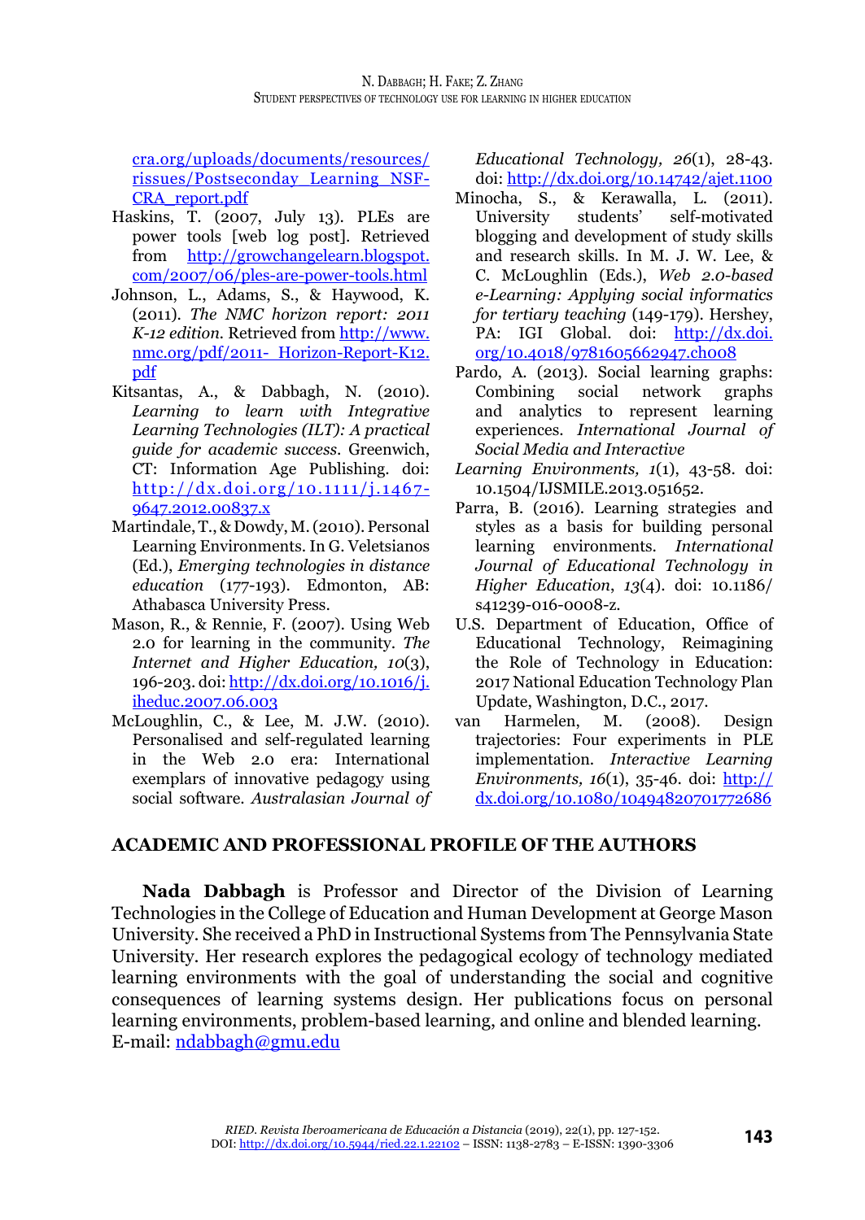cra.org/uploads/documents/resources/rissues/Postseconday_Learning_NSF-CRA_report.pdf

Haskins, T. (2007, July 13). PLEs are power tools [web log post]. Retrieved from http://growchangelearn.blogspot.com/2007/06/ples-are-power-tools.html

Johnson, L., Adams, S., & Haywood, K. (2011). *The NMC horizon report: 2011 K-12 edition.* Retrieved from http://www.nmc.org/pdf/2011- Horizon-Report-K12.pdf

Kitsantas, A., & Dabbagh, N. (2010). *Learning to learn with Integrative Learning Technologies (ILT): A practical guide for academic success.* Greenwich, CT: Information Age Publishing. doi: http://dx.doi.org/10.1111/j.1467-9647.2012.00837.x

Martindale, T., & Dowdy, M. (2010). Personal Learning Environments. In G. Veletsianos (Ed.), *Emerging technologies in distance education* (177-193). Edmonton, AB: Athabasca University Press.

Mason, R., & Rennie, F. (2007). Using Web 2.0 for learning in the community. *The Internet and Higher Education, 10*(3), 196-203. doi: http://dx.doi.org/10.1016/j.iheduc.2007.06.003

McLoughlin, C., & Lee, M. J.W. (2010). Personalised and self-regulated learning in the Web 2.0 era: International exemplars of innovative pedagogy using social software. *Australasian Journal of Educational Technology, 26*(1), 28-43. doi: http://dx.doi.org/10.14742/ajet.1100

Minocha, S., & Kerawalla, L. (2011). University students' self-motivated blogging and development of study skills and research skills. In M. J. W. Lee, & C. McLoughlin (Eds.), *Web 2.0-based e-Learning: Applying social informatics for tertiary teaching* (149-179). Hershey, PA: IGI Global. doi: http://dx.doi.org/10.4018/9781605662947.ch008

Pardo, A. (2013). Social learning graphs: Combining social network graphs and analytics to represent learning experiences. *International Journal of Social Media and Interactive Learning Environments, 1*(1), 43-58. doi: 10.1504/IJSMILE.2013.051652.

Parra, B. (2016). Learning strategies and styles as a basis for building personal learning environments. *International Journal of Educational Technology in Higher Education*, *13*(4). doi: 10.1186/s41239-016-0008-z.

U.S. Department of Education, Office of Educational Technology, Reimagining the Role of Technology in Education: 2017 National Education Technology Plan Update, Washington, D.C., 2017.

van Harmelen, M. (2008). Design trajectories: Four experiments in PLE implementation. *Interactive Learning Environments, 16*(1), 35-46. doi: http://dx.doi.org/10.1080/10494820701772686

## ACADEMIC AND PROFESSIONAL PROFILE OF THE AUTHORS

**Nada Dabbagh** is Professor and Director of the Division of Learning Technologies in the College of Education and Human Development at George Mason University. She received a PhD in Instructional Systems from The Pennsylvania State University. Her research explores the pedagogical ecology of technology mediated learning environments with the goal of understanding the social and cognitive consequences of learning systems design. Her publications focus on personal learning environments, problem-based learning, and online and blended learning.
E-mail: ndabbagh@gmu.edu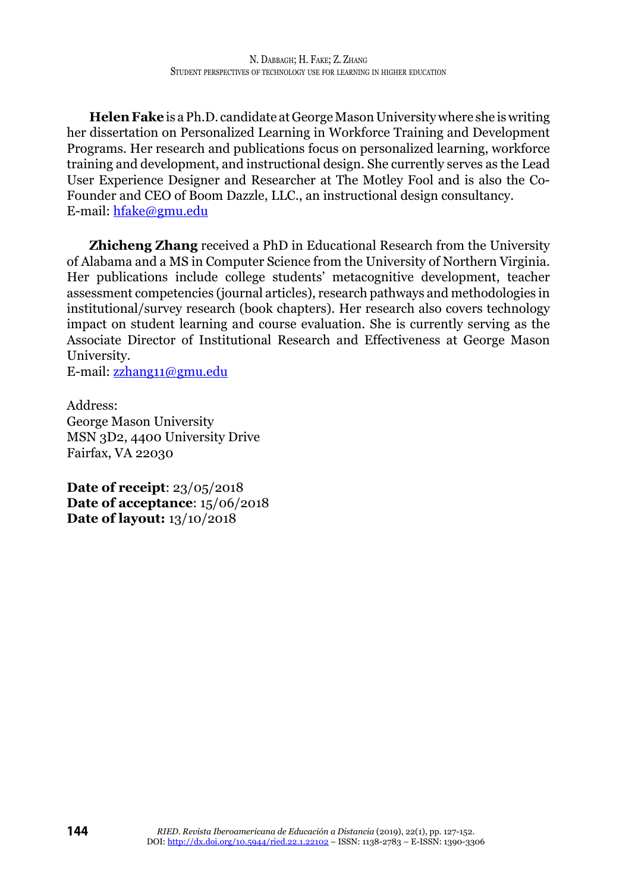**Helen Fake** is a Ph.D. candidate at George Mason University where she is writing her dissertation on Personalized Learning in Workforce Training and Development Programs. Her research and publications focus on personalized learning, workforce training and development, and instructional design. She currently serves as the Lead User Experience Designer and Researcher at The Motley Fool and is also the Co-Founder and CEO of Boom Dazzle, LLC., an instructional design consultancy.
E-mail: hfake@gmu.edu

**Zhicheng Zhang** received a PhD in Educational Research from the University of Alabama and a MS in Computer Science from the University of Northern Virginia. Her publications include college students' metacognitive development, teacher assessment competencies (journal articles), research pathways and methodologies in institutional/survey research (book chapters). Her research also covers technology impact on student learning and course evaluation. She is currently serving as the Associate Director of Institutional Research and Effectiveness at George Mason University.
E-mail: zzhang11@gmu.edu

Address:
George Mason University
MSN 3D2, 4400 University Drive
Fairfax, VA 22030

**Date of receipt**: 23/05/2018
**Date of acceptance**: 15/06/2018
**Date of layout:** 13/10/2018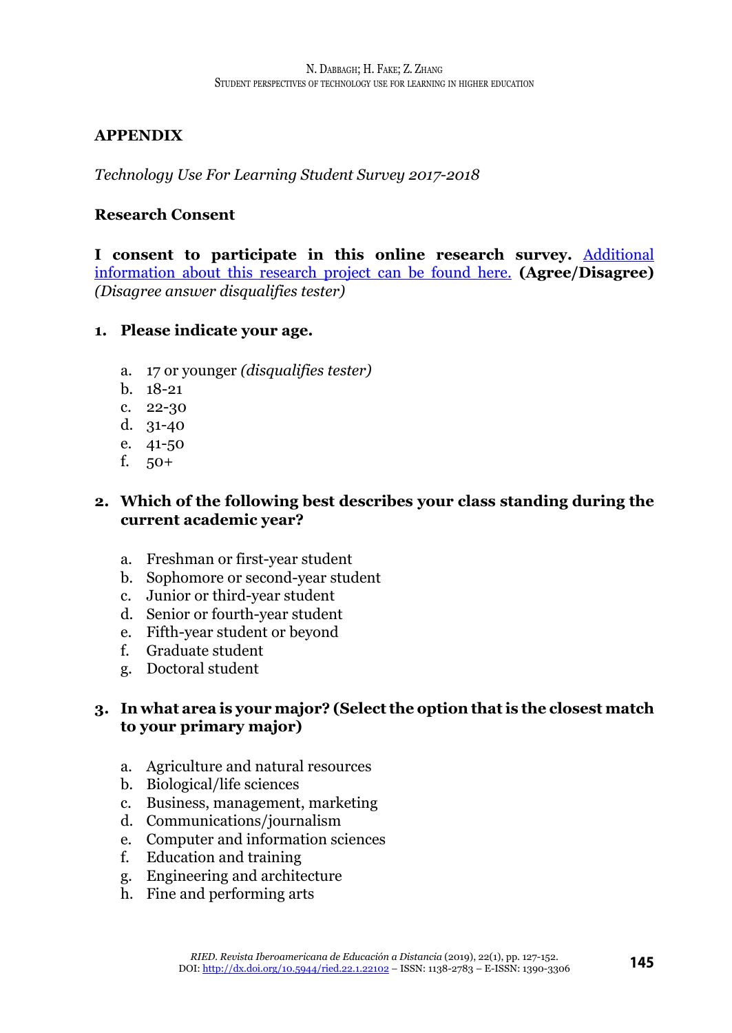## APPENDIX

*Technology Use For Learning Student Survey 2017-2018*

**Research Consent**

**I consent to participate in this online research survey.** [Additional information about this research project can be found here.] **(Agree/Disagree)** *(Disagree answer disqualifies tester)*

**1. Please indicate your age.**

a. 17 or younger *(disqualifies tester)*
b. 18-21
c. 22-30
d. 31-40
e. 41-50
f. 50+

**2. Which of the following best describes your class standing during the current academic year?**

a. Freshman or first-year student
b. Sophomore or second-year student
c. Junior or third-year student
d. Senior or fourth-year student
e. Fifth-year student or beyond
f. Graduate student
g. Doctoral student

**3. In what area is your major? (Select the option that is the closest match to your primary major)**

a. Agriculture and natural resources
b. Biological/life sciences
c. Business, management, marketing
d. Communications/journalism
e. Computer and information sciences
f. Education and training
g. Engineering and architecture
h. Fine and performing arts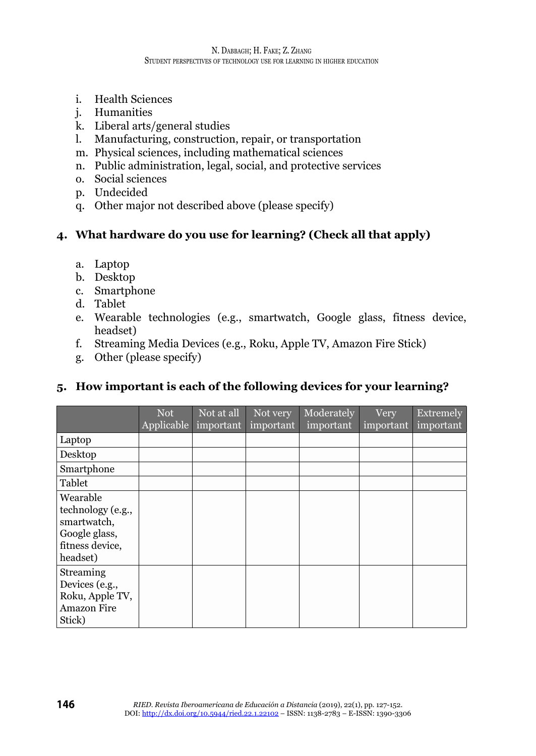i. Health Sciences
j. Humanities
k. Liberal arts/general studies
l. Manufacturing, construction, repair, or transportation
m. Physical sciences, including mathematical sciences
n. Public administration, legal, social, and protective services
o. Social sciences
p. Undecided
q. Other major not described above (please specify)

**4. What hardware do you use for learning? (Check all that apply)**

a. Laptop
b. Desktop
c. Smartphone
d. Tablet
e. Wearable technologies (e.g., smartwatch, Google glass, fitness device, headset)
f. Streaming Media Devices (e.g., Roku, Apple TV, Amazon Fire Stick)
g. Other (please specify)

**5. How important is each of the following devices for your learning?**

| | Not Applicable | Not at all important | Not very important | Moderately important | Very important | Extremely important |
|---|---|---|---|---|---|---|
| Laptop | | | | | | |
| Desktop | | | | | | |
| Smartphone | | | | | | |
| Tablet | | | | | | |
| Wearable technology (e.g., smartwatch, Google glass, fitness device, headset) | | | | | | |
| Streaming Devices (e.g., Roku, Apple TV, Amazon Fire Stick) | | | | | | |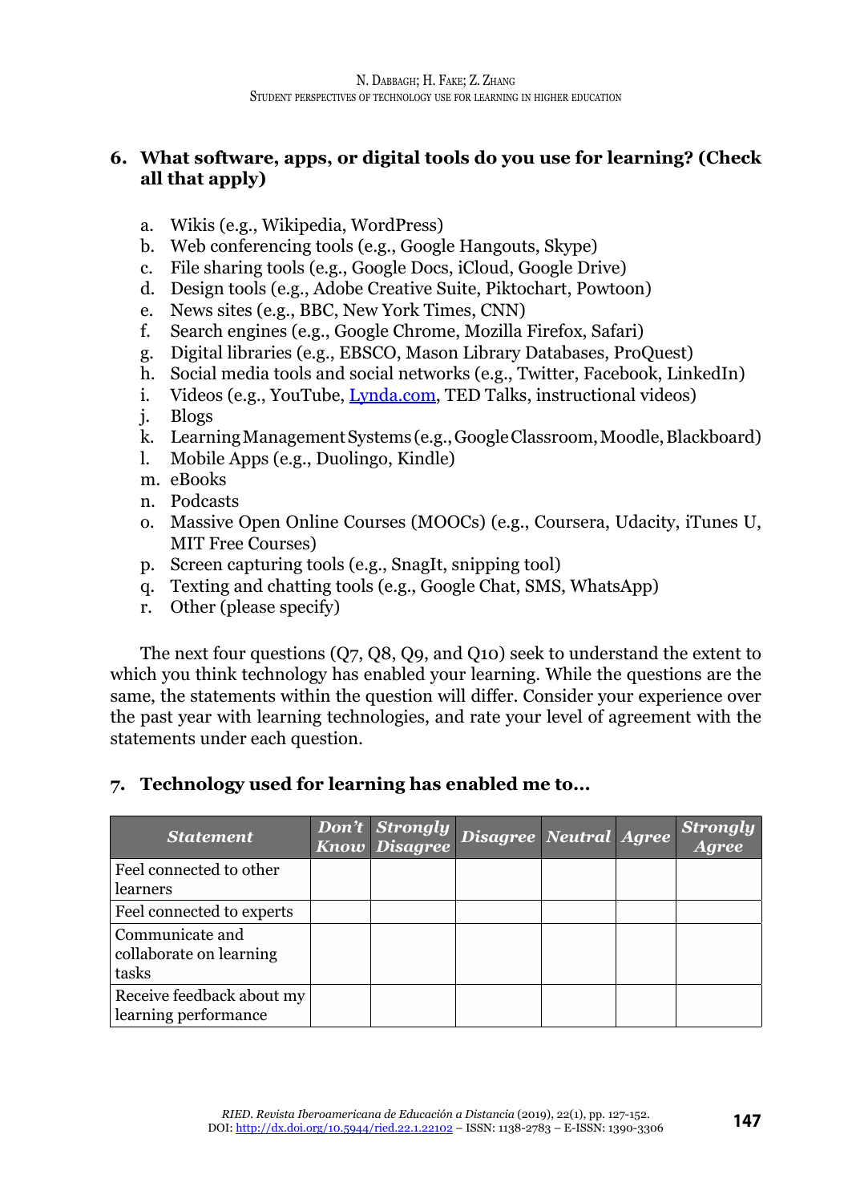**6. What software, apps, or digital tools do you use for learning? (Check all that apply)**

a. Wikis (e.g., Wikipedia, WordPress)
b. Web conferencing tools (e.g., Google Hangouts, Skype)
c. File sharing tools (e.g., Google Docs, iCloud, Google Drive)
d. Design tools (e.g., Adobe Creative Suite, Piktochart, Powtoon)
e. News sites (e.g., BBC, New York Times, CNN)
f. Search engines (e.g., Google Chrome, Mozilla Firefox, Safari)
g. Digital libraries (e.g., EBSCO, Mason Library Databases, ProQuest)
h. Social media tools and social networks (e.g., Twitter, Facebook, LinkedIn)
i. Videos (e.g., YouTube, Lynda.com, TED Talks, instructional videos)
j. Blogs
k. Learning Management Systems (e.g., Google Classroom, Moodle, Blackboard)
l. Mobile Apps (e.g., Duolingo, Kindle)
m. eBooks
n. Podcasts
o. Massive Open Online Courses (MOOCs) (e.g., Coursera, Udacity, iTunes U, MIT Free Courses)
p. Screen capturing tools (e.g., SnagIt, snipping tool)
q. Texting and chatting tools (e.g., Google Chat, SMS, WhatsApp)
r. Other (please specify)

The next four questions (Q7, Q8, Q9, and Q10) seek to understand the extent to which you think technology has enabled your learning. While the questions are the same, the statements within the question will differ. Consider your experience over the past year with learning technologies, and rate your level of agreement with the statements under each question.

**7. Technology used for learning has enabled me to...**

| *Statement* | *Don't Know* | *Strongly Disagree* | *Disagree* | *Neutral* | *Agree* | *Strongly Agree* |
|---|---|---|---|---|---|---|
| Feel connected to other learners | | | | | | |
| Feel connected to experts | | | | | | |
| Communicate and collaborate on learning tasks | | | | | | |
| Receive feedback about my learning performance | | | | | | |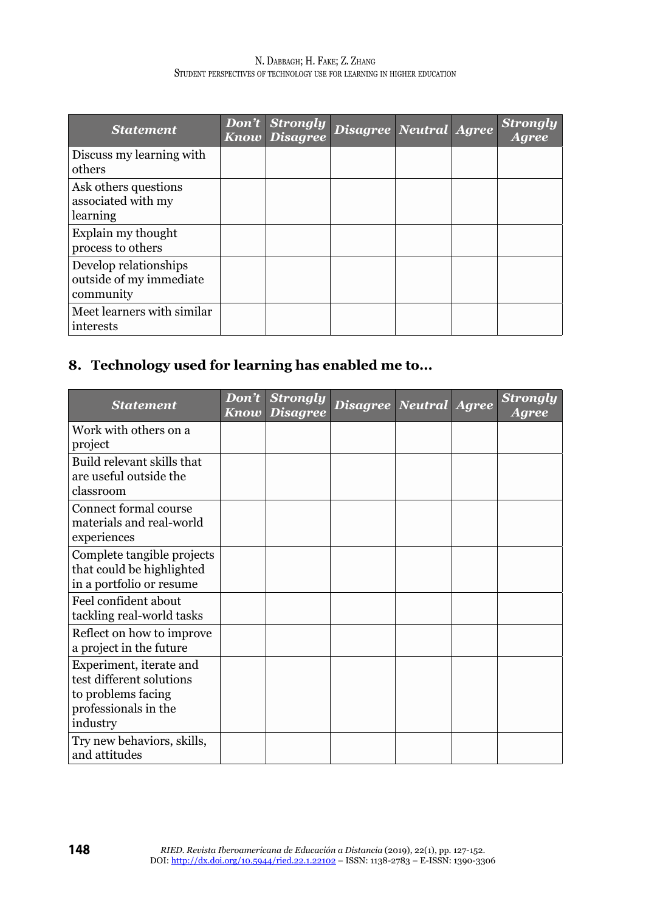| Statement | Don't Know | Strongly Disagree | Disagree | Neutral | Agree | Strongly Agree |
|---|---|---|---|---|---|---|
| Discuss my learning with others | | | | | | |
| Ask others questions associated with my learning | | | | | | |
| Explain my thought process to others | | | | | | |
| Develop relationships outside of my immediate community | | | | | | |
| Meet learners with similar interests | | | | | | |

## 8. Technology used for learning has enabled me to…

| Statement | Don't Know | Strongly Disagree | Disagree | Neutral | Agree | Strongly Agree |
|---|---|---|---|---|---|---|
| Work with others on a project | | | | | | |
| Build relevant skills that are useful outside the classroom | | | | | | |
| Connect formal course materials and real-world experiences | | | | | | |
| Complete tangible projects that could be highlighted in a portfolio or resume | | | | | | |
| Feel confident about tackling real-world tasks | | | | | | |
| Reflect on how to improve a project in the future | | | | | | |
| Experiment, iterate and test different solutions to problems facing professionals in the industry | | | | | | |
| Try new behaviors, skills, and attitudes | | | | | | |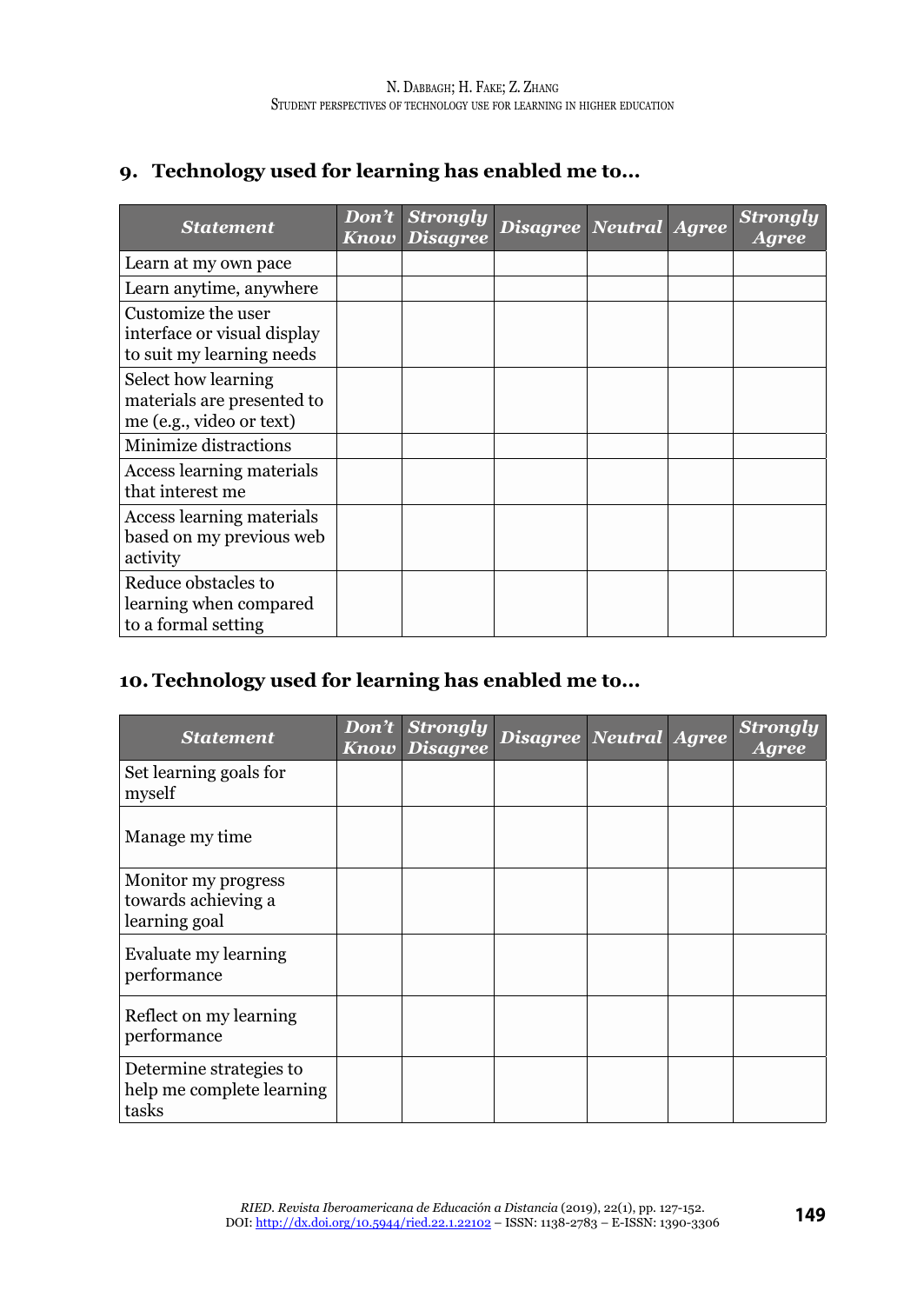## 9. Technology used for learning has enabled me to...

| *Statement* | *Don't Know* | *Strongly Disagree* | *Disagree* | *Neutral* | *Agree* | *Strongly Agree* |
|---|---|---|---|---|---|---|
| Learn at my own pace | | | | | | |
| Learn anytime, anywhere | | | | | | |
| Customize the user interface or visual display to suit my learning needs | | | | | | |
| Select how learning materials are presented to me (e.g., video or text) | | | | | | |
| Minimize distractions | | | | | | |
| Access learning materials that interest me | | | | | | |
| Access learning materials based on my previous web activity | | | | | | |
| Reduce obstacles to learning when compared to a formal setting | | | | | | |

## 10. Technology used for learning has enabled me to...

| *Statement* | *Don't Know* | *Strongly Disagree* | *Disagree* | *Neutral* | *Agree* | *Strongly Agree* |
|---|---|---|---|---|---|---|
| Set learning goals for myself | | | | | | |
| Manage my time | | | | | | |
| Monitor my progress towards achieving a learning goal | | | | | | |
| Evaluate my learning performance | | | | | | |
| Reflect on my learning performance | | | | | | |
| Determine strategies to help me complete learning tasks | | | | | | |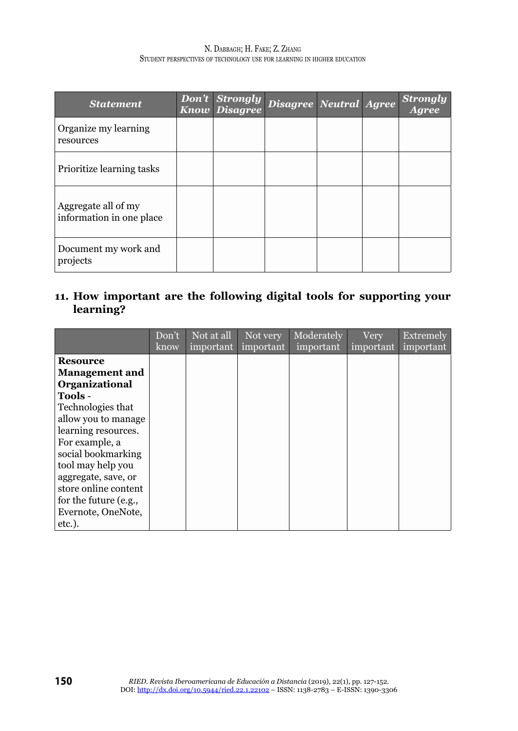| *Statement* | *Don't Know* | *Strongly Disagree* | *Disagree* | *Neutral* | *Agree* | *Strongly Agree* |
|---|---|---|---|---|---|---|
| Organize my learning resources | | | | | | |
| Prioritize learning tasks | | | | | | |
| Aggregate all of my information in one place | | | | | | |
| Document my work and projects | | | | | | |

### 11. How important are the following digital tools for supporting your learning?

| | Don't know | Not at all important | Not very important | Moderately important | Very important | Extremely important |
|---|---|---|---|---|---|---|
| **Resource Management and Organizational Tools** - Technologies that allow you to manage learning resources. For example, a social bookmarking tool may help you aggregate, save, or store online content for the future (e.g., Evernote, OneNote, etc.). | | | | | | |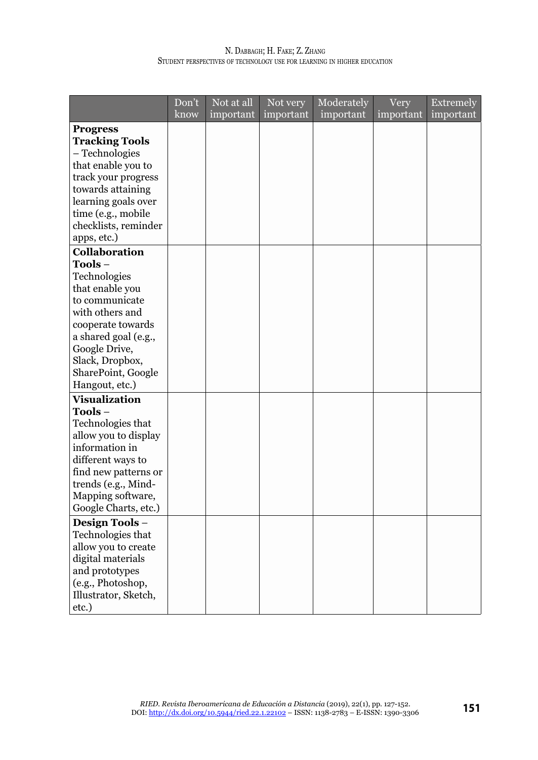| | Don't know | Not at all important | Not very important | Moderately important | Very important | Extremely important |
|---|---|---|---|---|---|---|
| **Progress Tracking Tools** – Technologies that enable you to track your progress towards attaining learning goals over time (e.g., mobile checklists, reminder apps, etc.) | | | | | | |
| **Collaboration Tools** – Technologies that enable you to communicate with others and cooperate towards a shared goal (e.g., Google Drive, Slack, Dropbox, SharePoint, Google Hangout, etc.) | | | | | | |
| **Visualization Tools** – Technologies that allow you to display information in different ways to find new patterns or trends (e.g., Mind-Mapping software, Google Charts, etc.) | | | | | | |
| **Design Tools** – Technologies that allow you to create digital materials and prototypes (e.g., Photoshop, Illustrator, Sketch, etc.) | | | | | | |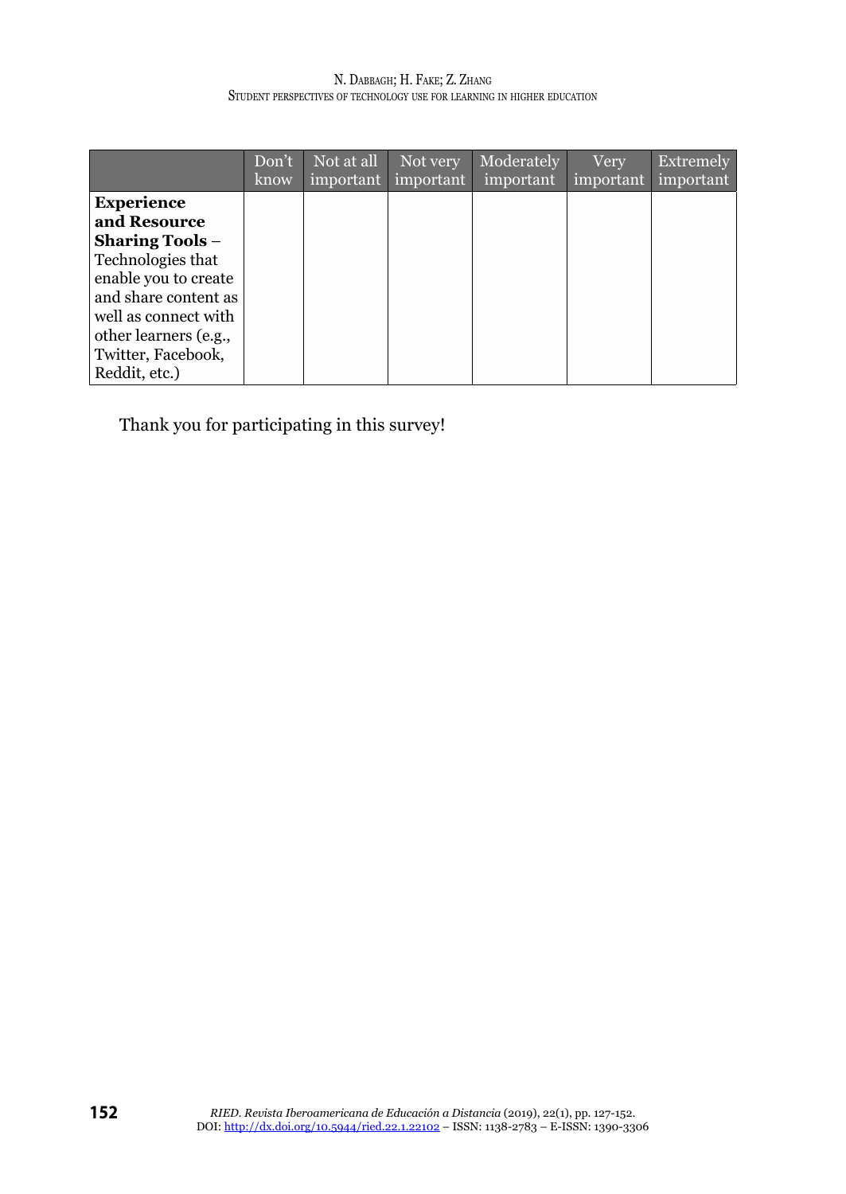| | Don't know | Not at all important | Not very important | Moderately important | Very important | Extremely important |
|---|---|---|---|---|---|---|
| **Experience and Resource Sharing Tools** – Technologies that enable you to create and share content as well as connect with other learners (e.g., Twitter, Facebook, Reddit, etc.) | | | | | | |

Thank you for participating in this survey!